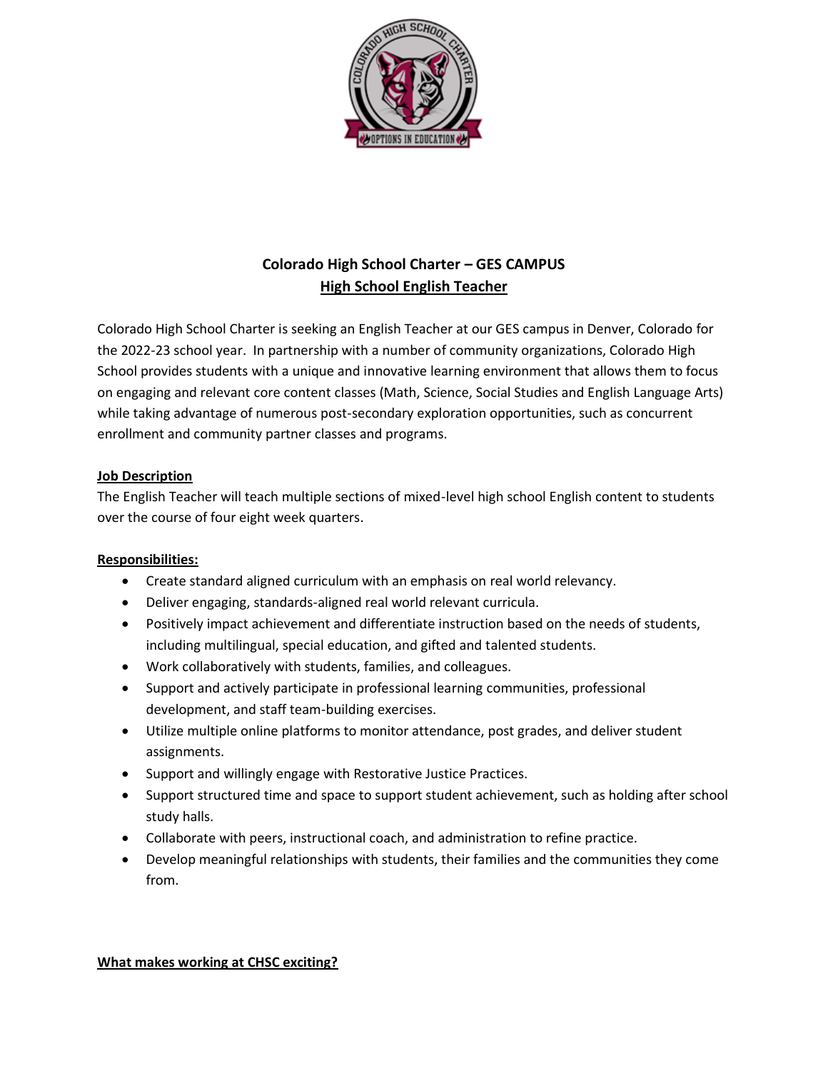# Colorado High School Charter – GES CAMPUS

## High School English Teacher

Colorado High School Charter is seeking an English Teacher at our GES campus in Denver, Colorado for the 2022-23 school year. In partnership with a number of community organizations, Colorado High School provides students with a unique and innovative learning environment that allows them to focus on engaging and relevant core content classes (Math, Science, Social Studies and English Language Arts) while taking advantage of numerous post-secondary exploration opportunities, such as concurrent enrollment and community partner classes and programs.

### Job Description

The English Teacher will teach multiple sections of mixed-level high school English content to students over the course of four eight week quarters.

### Responsibilities:

- Create standard aligned curriculum with an emphasis on real world relevancy.
- Deliver engaging, standards-aligned real world relevant curricula.
- Positively impact achievement and differentiate instruction based on the needs of students, including multilingual, special education, and gifted and talented students.
- Work collaboratively with students, families, and colleagues.
- Support and actively participate in professional learning communities, professional development, and staff team-building exercises.
- Utilize multiple online platforms to monitor attendance, post grades, and deliver student assignments.
- Support and willingly engage with Restorative Justice Practices.
- Support structured time and space to support student achievement, such as holding after school study halls.
- Collaborate with peers, instructional coach, and administration to refine practice.
- Develop meaningful relationships with students, their families and the communities they come from.

### What makes working at CHSC exciting?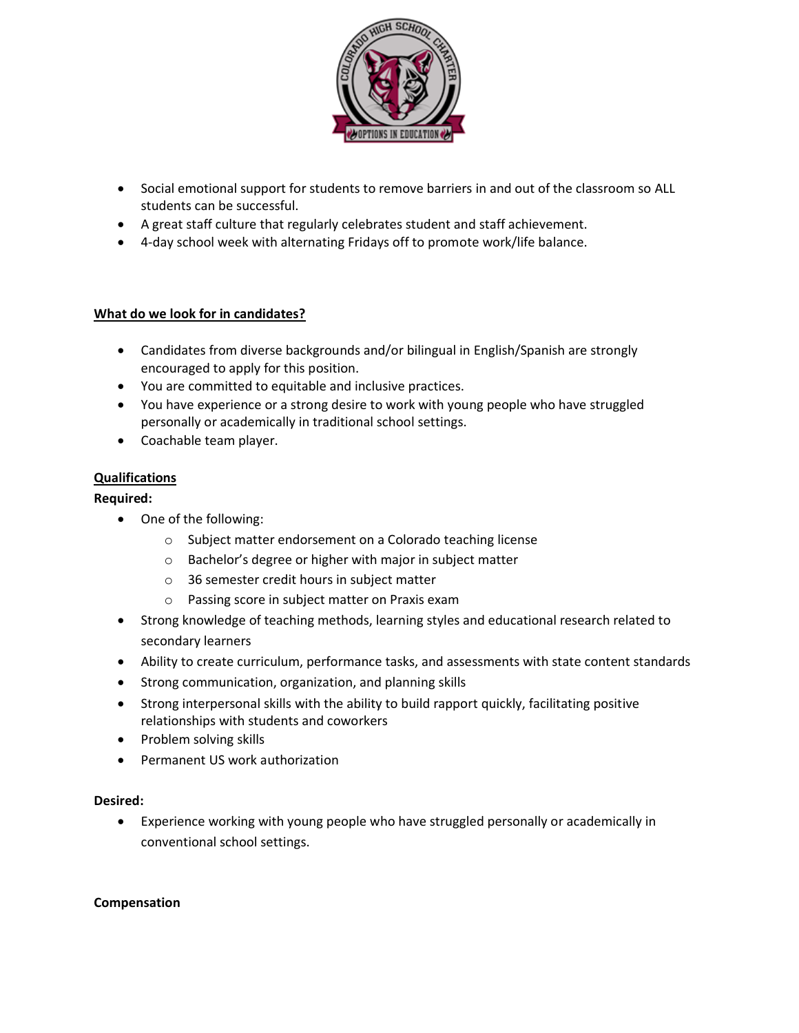- Social emotional support for students to remove barriers in and out of the classroom so ALL students can be successful.
- A great staff culture that regularly celebrates student and staff achievement.
- 4-day school week with alternating Fridays off to promote work/life balance.

**<u>What do we look for in candidates?</u>**

- Candidates from diverse backgrounds and/or bilingual in English/Spanish are strongly encouraged to apply for this position.
- You are committed to equitable and inclusive practices.
- You have experience or a strong desire to work with young people who have struggled personally or academically in traditional school settings.
- Coachable team player.

**<u>Qualifications</u>**

**Required:**

- One of the following:
  - Subject matter endorsement on a Colorado teaching license
  - Bachelor's degree or higher with major in subject matter
  - 36 semester credit hours in subject matter
  - Passing score in subject matter on Praxis exam
- Strong knowledge of teaching methods, learning styles and educational research related to secondary learners
- Ability to create curriculum, performance tasks, and assessments with state content standards
- Strong communication, organization, and planning skills
- Strong interpersonal skills with the ability to build rapport quickly, facilitating positive relationships with students and coworkers
- Problem solving skills
- Permanent US work authorization

**Desired:**

- Experience working with young people who have struggled personally or academically in conventional school settings.

**Compensation**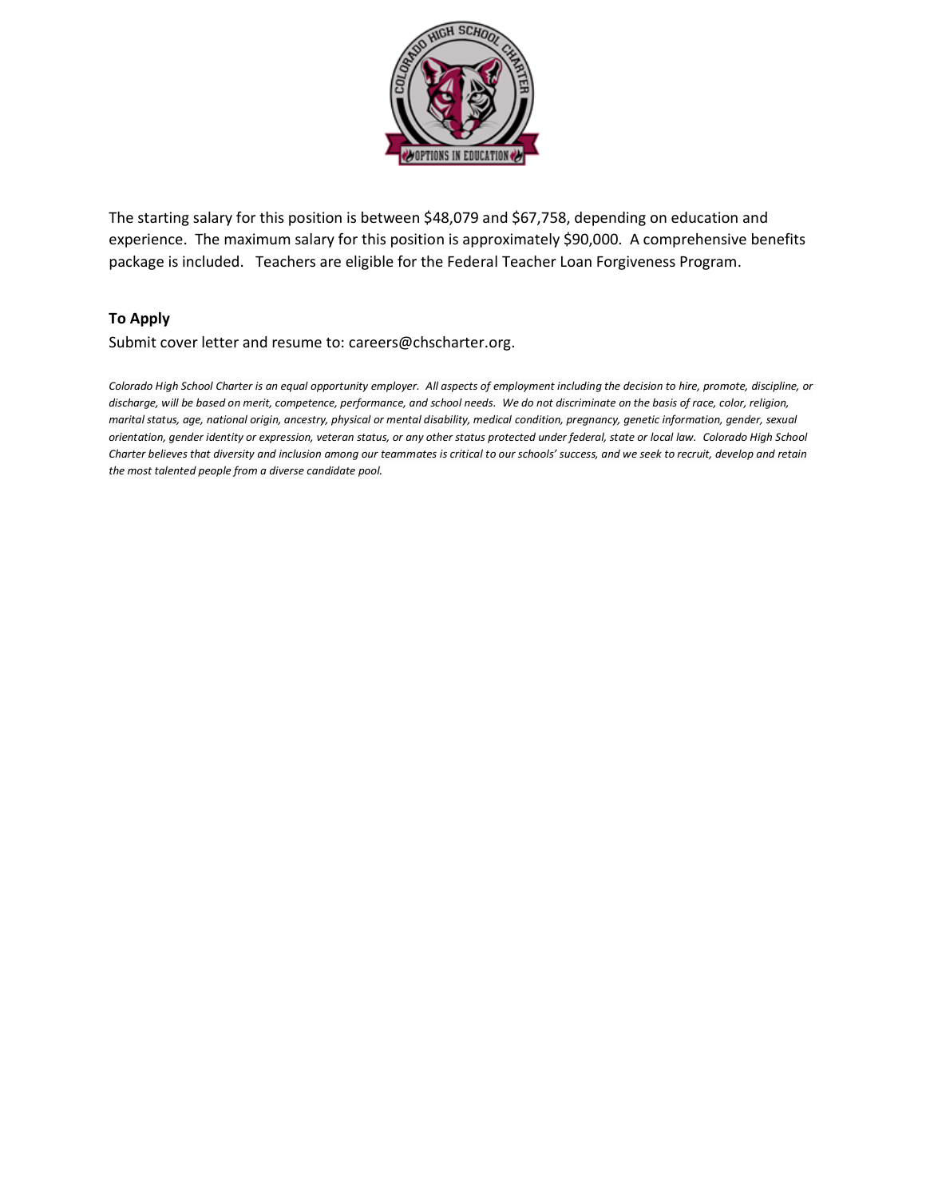The starting salary for this position is between $48,079 and $67,758, depending on education and experience. The maximum salary for this position is approximately $90,000. A comprehensive benefits package is included. Teachers are eligible for the Federal Teacher Loan Forgiveness Program.

**To Apply**

Submit cover letter and resume to: careers@chscharter.org.

*Colorado High School Charter is an equal opportunity employer. All aspects of employment including the decision to hire, promote, discipline, or discharge, will be based on merit, competence, performance, and school needs. We do not discriminate on the basis of race, color, religion, marital status, age, national origin, ancestry, physical or mental disability, medical condition, pregnancy, genetic information, gender, sexual orientation, gender identity or expression, veteran status, or any other status protected under federal, state or local law. Colorado High School Charter believes that diversity and inclusion among our teammates is critical to our schools' success, and we seek to recruit, develop and retain the most talented people from a diverse candidate pool.*